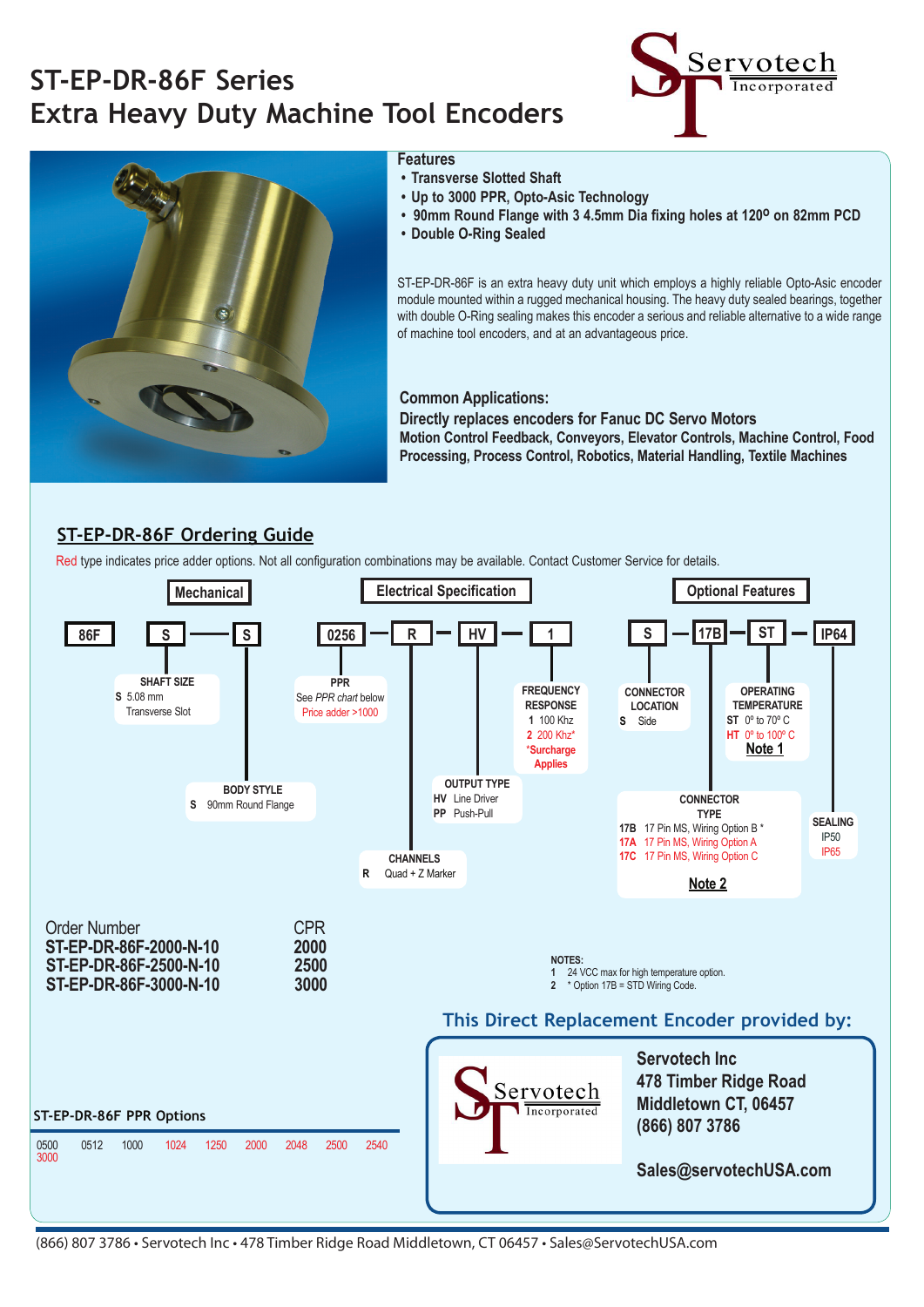# ST-EP-DR-86F Series
# Extra Heavy Duty Machine Tool Encoders

Servotech Incorporated

### Features

- Transverse Slotted Shaft
- Up to 3000 PPR, Opto-Asic Technology
- 90mm Round Flange with 3 4.5mm Dia fixing holes at 120º on 82mm PCD
- Double O-Ring Sealed

ST-EP-DR-86F is an extra heavy duty unit which employs a highly reliable Opto-Asic encoder module mounted within a rugged mechanical housing. The heavy duty sealed bearings, together with double O-Ring sealing makes this encoder a serious and reliable alternative to a wide range of machine tool encoders, and at an advantageous price.

**Common Applications:**
**Directly replaces encoders for Fanuc DC Servo Motors**
**Motion Control Feedback, Conveyors, Elevator Controls, Machine Control, Food Processing, Process Control, Robotics, Material Handling, Textile Machines**

## ST-EP-DR-86F Ordering Guide

Red type indicates price adder options. Not all configuration combinations may be available. Contact Customer Service for details.

**Mechanical**

86F | S — S

- **SHAFT SIZE**
  - S 5.08 mm Transverse Slot
- **BODY STYLE**
  - S 90mm Round Flange

**Electrical Specification**

0256 — R — HV — 1

- **PPR**
  - See *PPR chart* below
  - Price adder >1000
- **CHANNELS**
  - R Quad + Z Marker
- **OUTPUT TYPE**
  - HV Line Driver
  - PP Push-Pull
- **FREQUENCY RESPONSE**
  - 1 100 Khz
  - 2 200 Khz*
  - *Surcharge Applies

**Optional Features**

S — 17B — ST — IP64

- **CONNECTOR LOCATION**
  - S Side
- **CONNECTOR TYPE**
  - 17B 17 Pin MS, Wiring Option B *
  - 17A 17 Pin MS, Wiring Option A
  - 17C 17 Pin MS, Wiring Option C
  - Note 2
- **OPERATING TEMPERATURE**
  - ST 0º to 70º C
  - HT 0º to 100º C
  - Note 1
- **SEALING**
  - IP50
  - IP65

| Order Number | CPR |
|---|---|
| **ST-EP-DR-86F-2000-N-10** | **2000** |
| **ST-EP-DR-86F-2500-N-10** | **2500** |
| **ST-EP-DR-86F-3000-N-10** | **3000** |

**NOTES:**
1. 24 VCC max for high temperature option.
2. * Option 17B = STD Wiring Code.

### ST-EP-DR-86F PPR Options

0500 0512 1000 1024 1250 2000 2048 2500 2540
3000

### This Direct Replacement Encoder provided by:

**Servotech Inc**
**478 Timber Ridge Road**
**Middletown CT, 06457**
**(866) 807 3786**

**Sales@servotechUSA.com**

(866) 807 3786 • Servotech Inc • 478 Timber Ridge Road Middletown, CT 06457 • Sales@ServotechUSA.com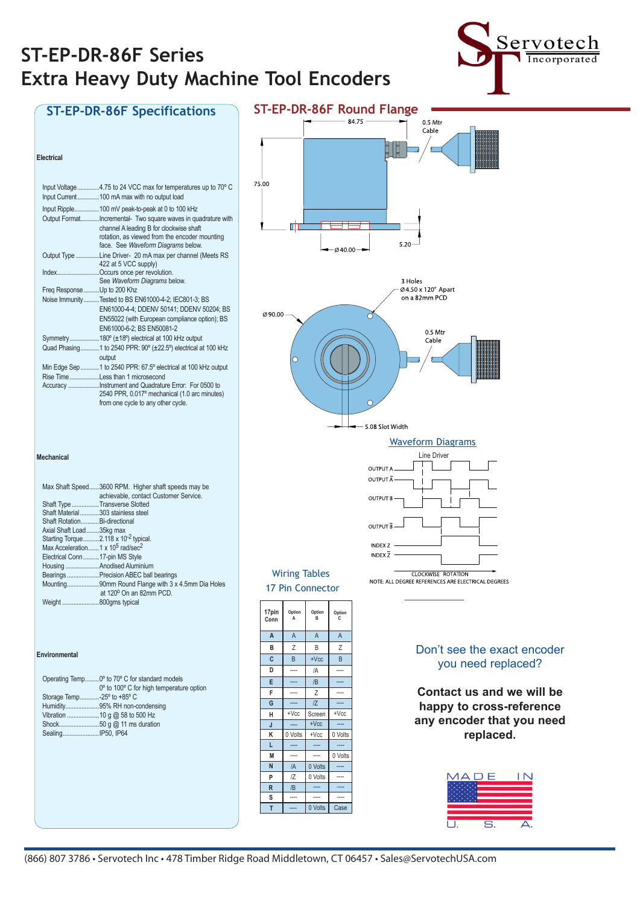# ST-EP-DR-86F Series
# Extra Heavy Duty Machine Tool Encoders

Servotech Incorporated

## ST-EP-DR-86F Specifications

### Electrical

- Input Voltage............4.75 to 24 VCC max for temperatures up to 70° C
- Input Current.............100 mA max with no output load
- Input Ripple...............100 mV peak-to-peak at 0 to 100 kHz
- Output Format...........Incremental- Two square waves in quadrature with channel A leading B for clockwise shaft rotation, as viewed from the encoder mounting face. See *Waveform Diagrams* below.
- Output Type ..............Line Driver- 20 mA max per channel (Meets RS 422 at 5 VCC supply)
- Index..........................Occurs once per revolution. See *Waveform Diagrams* below.
- Freq Response .........Up to 200 Khz
- Noise Immunity.........Tested to BS EN61000-4-2; IEC801-3; BS EN61000-4-4; DDENV 50141; DDENV 50204; BS EN55022 (with European compliance option); BS EN61000-6-2; BS EN50081-2
- Symmetry..................180° (±18°) electrical at 100 kHz output
- Quad Phasing...........1 to 2540 PPR: 90° (±22.5°) electrical at 100 kHz output
- Min Edge Sep...........1 to 2540 PPR: 67.5° electrical at 100 kHz output
- Rise Time..................Less than 1 microsecond
- Accuracy ..................Instrument and Quadrature Error: For 0500 to 2540 PPR, 0.017° mechanical (1.0 arc minutes) from one cycle to any other cycle.

### Mechanical

- Max Shaft Speed......3600 RPM. Higher shaft speeds may be achievable, contact Customer Service.
- Shaft Type ................Transverse Slotted
- Shaft Material ...........303 stainless steel
- Shaft Rotation...........Bi-directional
- Axial Shaft Load........35kg max
- Starting Torque..........$2.118 \times 10^{-2}$ typical.
- Max Acceleration.......$1 \times 10^{5}$ rad/sec$^{2}$
- Electrical Conn..........17-pin MS Style
- Housing .....................Anodised Aluminium
- Bearings ....................Precision ABEC ball bearings
- Mounting....................90mm Round Flange with 3 x 4.5mm Dia Holes at 120° On an 82mm PCD.
- Weight .......................800gms typical

### Environmental

- Operating Temp.........0° to 70° C for standard models
  0° to 100° C for high temperature option
- Storage Temp............-25° to +85° C
- Humidity.....................95% RH non-condensing
- Vibration ....................10 g @ 58 to 500 Hz
- Shock.........................50 g @ 11 ms duration
- Sealing.......................IP50, IP64

## ST-EP-DR-86F Round Flange

84.75
0.5 Mtr Cable
75.00
Ø40.00
5.20
3 Holes Ø4.50 x 120° Apart on a 82mm PCD
Ø90.00
0.5 Mtr Cable
5.08 Slot Width

## Waveform Diagrams

Line Driver
OUTPUT A
OUTPUT $\bar{A}$
OUTPUT B
OUTPUT $\bar{B}$
INDEX Z
INDEX $\bar{Z}$
CLOCKWISE ROTATION
NOTE: ALL DEGREE REFERENCES ARE ELECTRICAL DEGREES

## Wiring Tables
## 17 Pin Connector

| 17pin Conn | Option A | Option B | Option C |
|---|---|---|---|
| A | A | A | A |
| B | Z | B | Z |
| C | B | +Vcc | B |
| D | ---- | /A | ---- |
| E | ---- | /B | ---- |
| F | ---- | Z | ---- |
| G | ---- | /Z | ---- |
| H | +Vcc | Screen | +Vcc |
| J | ---- | +Vcc | ---- |
| K | 0 Volts | +Vcc | 0 Volts |
| L | ---- | ---- | ---- |
| M | ---- | ---- | 0 Volts |
| N | /A | 0 Volts | ---- |
| P | /Z | 0 Volts | ---- |
| R | /B | ---- | ---- |
| S | ---- | ---- | ---- |
| T | ---- | 0 Volts | Case |

Don't see the exact encoder you need replaced?

**Contact us and we will be happy to cross-reference any encoder that you need replaced.**

MADE IN U.S.A.

(866) 807 3786 • Servotech Inc • 478 Timber Ridge Road Middletown, CT 06457 • Sales@ServotechUSA.com